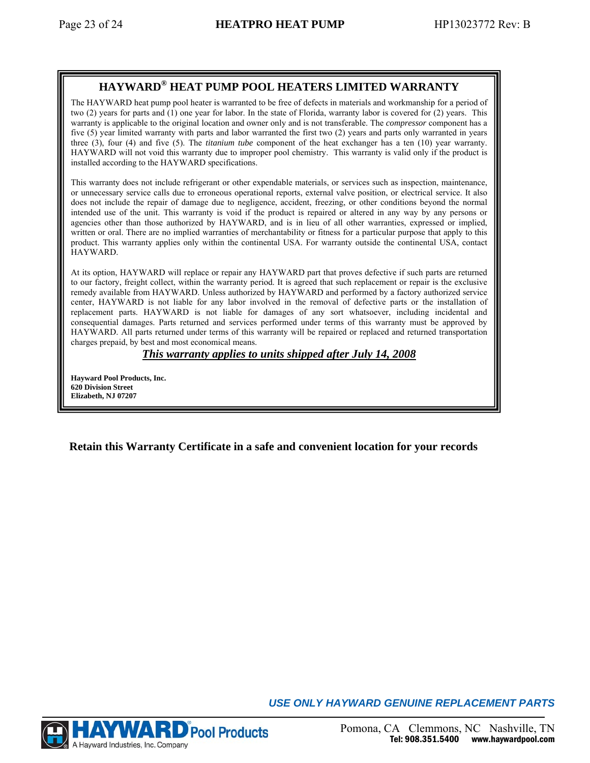## HAYWARD® HEAT PUMP POOL HEATERS LIMITED WARRANTY

The HAYWARD heat pump pool heater is warranted to be free of defects in materials and workmanship for a period of two (2) years for parts and (1) one year for labor. In the state of Florida, warranty labor is covered for (2) years. This warranty is applicable to the original location and owner only and is not transferable. The *compressor* component has a five (5) year limited warranty with parts and labor warranted the first two (2) years and parts only warranted in years three (3), four (4) and five (5). The *titanium tube* component of the heat exchanger has a ten (10) year warranty. HAYWARD will not void this warranty due to improper pool chemistry. This warranty is valid only if the product is installed according to the HAYWARD specifications.

This warranty does not include refrigerant or other expendable materials, or services such as inspection, maintenance, or unnecessary service calls due to erroneous operational reports, external valve position, or electrical service. It also does not include the repair of damage due to negligence, accident, freezing, or other conditions beyond the normal intended use of the unit. This warranty is void if the product is repaired or altered in any way by any persons or agencies other than those authorized by HAYWARD, and is in lieu of all other warranties, expressed or implied, written or oral. There are no implied warranties of merchantability or fitness for a particular purpose that apply to this product. This warranty applies only within the continental USA. For warranty outside the continental USA, contact HAYWARD.

At its option, HAYWARD will replace or repair any HAYWARD part that proves defective if such parts are returned to our factory, freight collect, within the warranty period. It is agreed that such replacement or repair is the exclusive remedy available from HAYWARD. Unless authorized by HAYWARD and performed by a factory authorized service center, HAYWARD is not liable for any labor involved in the removal of defective parts or the installation of replacement parts. HAYWARD is not liable for damages of any sort whatsoever, including incidental and consequential damages. Parts returned and services performed under terms of this warranty must be approved by HAYWARD. All parts returned under terms of this warranty will be repaired or replaced and returned transportation charges prepaid, by best and most economical means.

***<u>This warranty applies to units shipped after July 14, 2008</u>***

**Hayward Pool Products, Inc.**
**620 Division Street**
**Elizabeth, NJ 07207**

**Retain this Warranty Certificate in a safe and convenient location for your records**

***USE ONLY HAYWARD GENUINE REPLACEMENT PARTS***

HAYWARD Pool Products
A Hayward Industries, Inc. Company

Pomona, CA Clemmons, NC Nashville, TN
**Tel: 908.351.5400 www.haywardpool.com**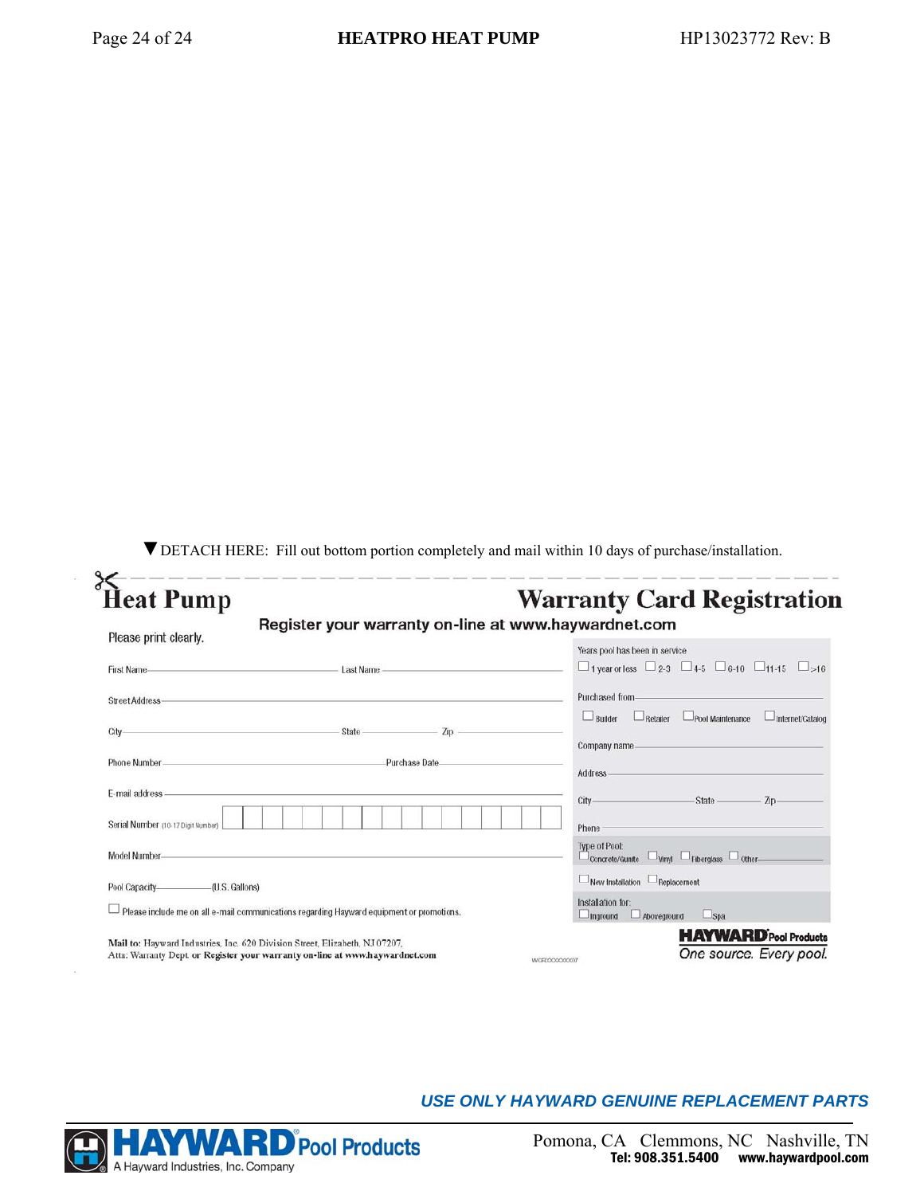▼ DETACH HERE: Fill out bottom portion completely and mail within 10 days of purchase/installation.

# Heat Pump — Warranty Card Registration

**Register your warranty on-line at www.haywardnet.com**

Please print clearly.

First Name ______________________ Last Name ______________________

Street Address ______________________

City ______________________ State __________ Zip __________

Phone Number ______________________ Purchase Date __________

E-mail address ______________________

Serial Number (10-17 Digit Number) [ ][ ][ ][ ][ ][ ][ ][ ][ ][ ][ ][ ][ ][ ][ ][ ][ ]

Model Number ______________________

Pool Capacity __________ (U.S. Gallons)

☐ Please include me on all e-mail communications regarding Hayward equipment or promotions.

Years pool has been in service
☐ 1 year or less ☐ 2-3 ☐ 4-5 ☐ 6-10 ☐ 11-15 ☐ >16

Purchased from __________
☐ Builder ☐ Retailer ☐ Pool Maintenance ☐ Internet/Catalog

Company name __________

Address __________

City __________ State __________ Zip __________

Phone __________

Type of Pool:
☐ Concrete/Gunite ☐ Vinyl ☐ Fiberglass ☐ Other __________

☐ New Installation ☐ Replacement

Installation for:
☐ Inground ☐ Aboveground ☐ Spa

**Mail to:** Hayward Industries, Inc. 620 Division Street, Elizabeth, NJ 07207. Attn: Warranty Dept. **or Register your warranty on-line at www.haywardnet.com**

WCR000000007

**HAYWARD** Pool Products
*One source. Every pool.*

***USE ONLY HAYWARD GENUINE REPLACEMENT PARTS***

**HAYWARD** Pool Products
A Hayward Industries, Inc. Company

Pomona, CA Clemmons, NC Nashville, TN
**Tel: 908.351.5400 www.haywardpool.com**